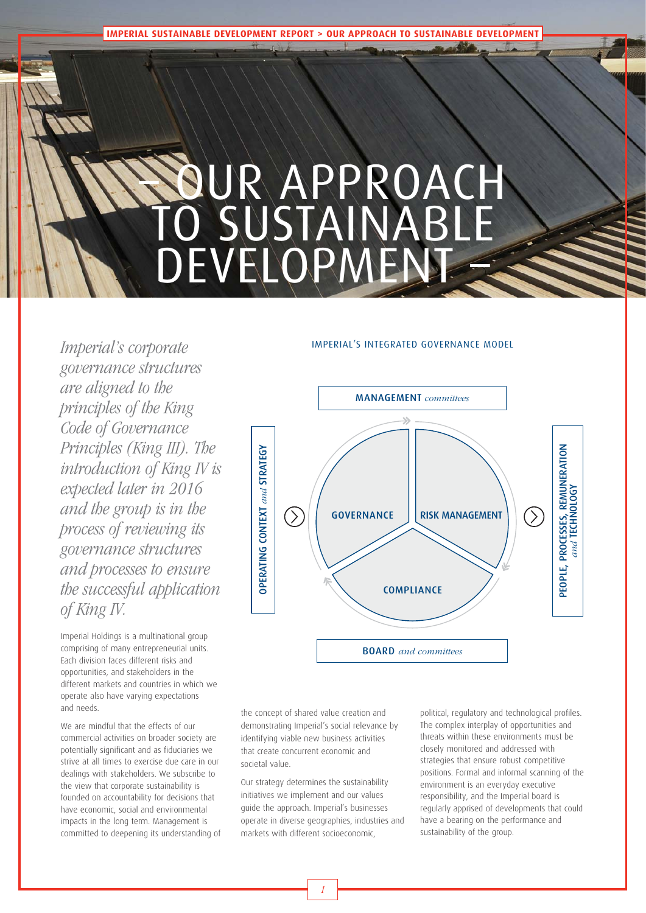# – OUR APPROACH TO SUSTAINABLE DEVELOPMENT –

*Imperial's corporate governance structures are aligned to the principles of the King Code of Governance Principles (King III). The introduction of King IV is expected later in 2016 and the group is in the process of reviewing its governance structures and processes to ensure the successful application of King IV.*

IMPERIAL'S INTEGRATED GOVERNANCE MODEL

**MANAGEMENT** *committees*

**OPERATING CONTEXT** *and* **STRATEGY**

**GOVERNANCE** | **RISK MANAGEMENT** | **COMPLIANCE**

**PEOPLE, PROCESSES, REMUNERATION** *and* **TECHNOLOGY**

**BOARD** *and committees*

Imperial Holdings is a multinational group comprising of many entrepreneurial units. Each division faces different risks and opportunities, and stakeholders in the different markets and countries in which we operate also have varying expectations and needs.

We are mindful that the effects of our commercial activities on broader society are potentially significant and as fiduciaries we strive at all times to exercise due care in our dealings with stakeholders. We subscribe to the view that corporate sustainability is founded on accountability for decisions that have economic, social and environmental impacts in the long term. Management is committed to deepening its understanding of the concept of shared value creation and demonstrating Imperial's social relevance by identifying viable new business activities that create concurrent economic and societal value.

Our strategy determines the sustainability initiatives we implement and our values guide the approach. Imperial's businesses operate in diverse geographies, industries and markets with different socioeconomic, political, regulatory and technological profiles. The complex interplay of opportunities and threats within these environments must be closely monitored and addressed with strategies that ensure robust competitive positions. Formal and informal scanning of the environment is an everyday executive responsibility, and the Imperial board is regularly apprised of developments that could have a bearing on the performance and sustainability of the group.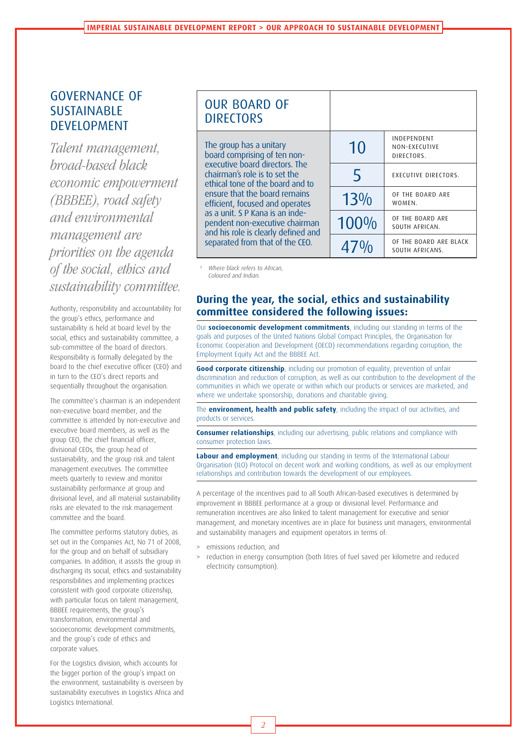## GOVERNANCE OF SUSTAINABLE DEVELOPMENT

*Talent management, broad-based black economic empowerment (BBBEE), road safety and environmental management are priorities on the agenda of the social, ethics and sustainability committee.*

Authority, responsibility and accountability for the group's ethics, performance and sustainability is held at board level by the social, ethics and sustainability committee, a sub-committee of the board of directors. Responsibility is formally delegated by the board to the chief executive officer (CEO) and in turn to the CEO's direct reports and sequentially throughout the organisation.

The committee's chairman is an independent non-executive board member, and the committee is attended by non-executive and executive board members, as well as the group CEO, the chief financial officer, divisional CEOs, the group head of sustainability, and the group risk and talent management executives. The committee meets quarterly to review and monitor sustainability performance at group and divisional level, and all material sustainability risks are elevated to the risk management committee and the board.

The committee performs statutory duties, as set out in the Companies Act, No 71 of 2008, for the group and on behalf of subsidiary companies. In addition, it assists the group in discharging its social, ethics and sustainability responsibilities and implementing practices consistent with good corporate citizenship, with particular focus on talent management, BBBEE requirements, the group's transformation, environmental and socioeconomic development commitments, and the group's code of ethics and corporate values.

For the Logistics division, which accounts for the bigger portion of the group's impact on the environment, sustainability is overseen by sustainability executives in Logistics Africa and Logistics International.

## OUR BOARD OF DIRECTORS

The group has a unitary board comprising of ten non-executive board directors. The chairman's role is to set the ethical tone of the board and to ensure that the board remains efficient, focused and operates as a unit. S P Kana is an independent non-executive chairman and his role is clearly defined and separated from that of the CEO.

| | |
|---|---|
| 10 | INDEPENDENT NON-EXECUTIVE DIRECTORS. |
| 5 | EXECUTIVE DIRECTORS. |
| 13% | OF THE BOARD ARE WOMEN. |
| 100% | OF THE BOARD ARE SOUTH AFRICAN. |
| 47% | OF THE BOARD ARE BLACK SOUTH AFRICANS. |

[1] *Where black refers to African, Coloured and Indian.*

### During the year, the social, ethics and sustainability committee considered the following issues:

Our **socioeconomic development commitments**, including our standing in terms of the goals and purposes of the United Nations Global Compact Principles, the Organisation for Economic Cooperation and Development (OECD) recommendations regarding corruption, the Employment Equity Act and the BBBEE Act.

**Good corporate citizenship**, including our promotion of equality, prevention of unfair discrimination and reduction of corruption, as well as our contribution to the development of the communities in which we operate or within which our products or services are marketed, and where we undertake sponsorship, donations and charitable giving.

The **environment, health and public safety**, including the impact of our activities, and products or services.

**Consumer relationships**, including our advertising, public relations and compliance with consumer protection laws.

**Labour and employment**, including our standing in terms of the International Labour Organisation (ILO) Protocol on decent work and working conditions, as well as our employment relationships and contribution towards the development of our employees.

A percentage of the incentives paid to all South African-based executives is determined by improvement in BBBEE performance at a group or divisional level. Performance and remuneration incentives are also linked to talent management for executive and senior management, and monetary incentives are in place for business unit managers, environmental and sustainability managers and equipment operators in terms of:

- emissions reduction, and
- reduction in energy consumption (both litres of fuel saved per kilometre and reduced electricity consumption).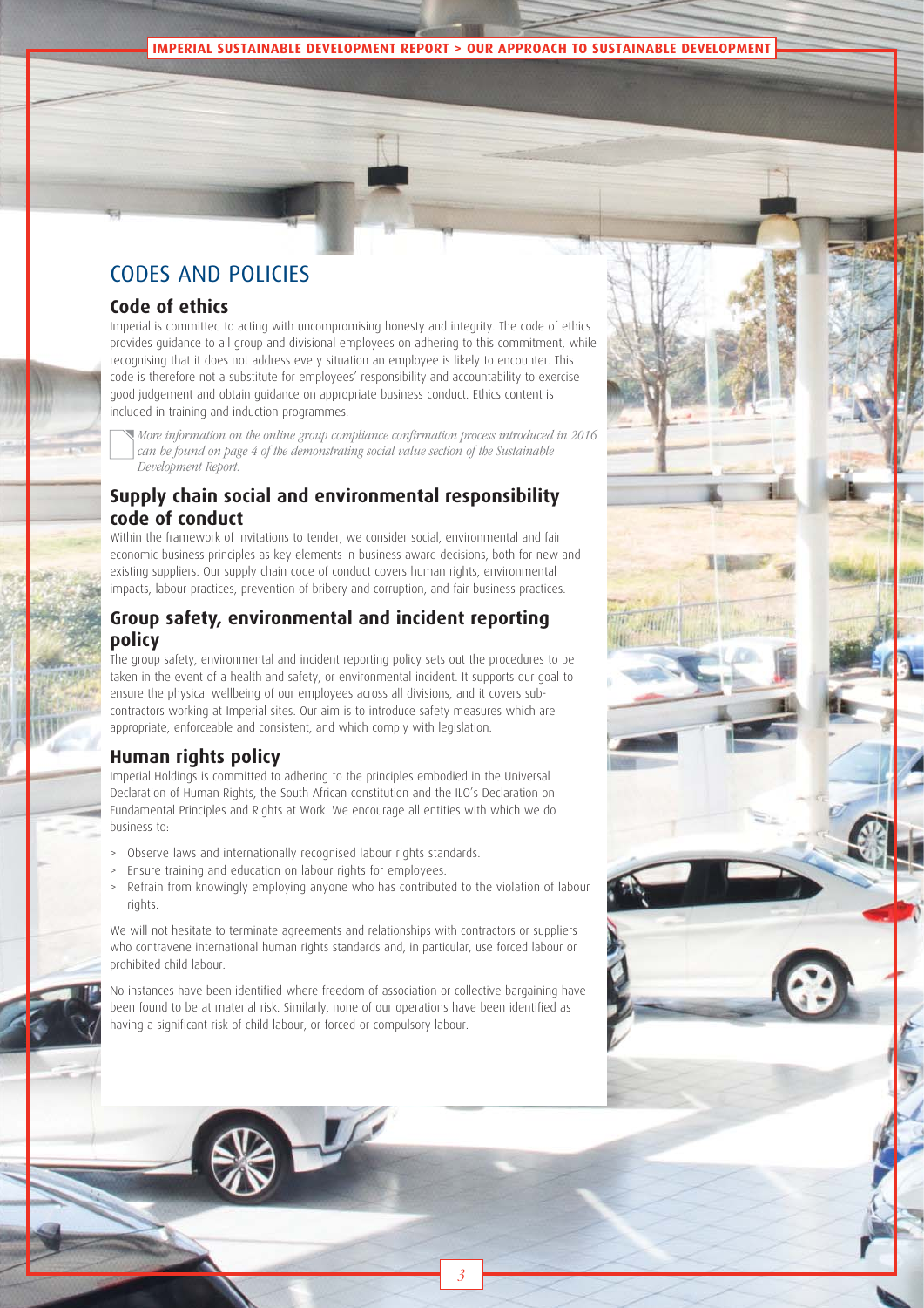# CODES AND POLICIES

## Code of ethics

Imperial is committed to acting with uncompromising honesty and integrity. The code of ethics provides guidance to all group and divisional employees on adhering to this commitment, while recognising that it does not address every situation an employee is likely to encounter. This code is therefore not a substitute for employees' responsibility and accountability to exercise good judgement and obtain guidance on appropriate business conduct. Ethics content is included in training and induction programmes.

*More information on the online group compliance confirmation process introduced in 2016 can be found on page 4 of the demonstrating social value section of the Sustainable Development Report.*

## Supply chain social and environmental responsibility code of conduct

Within the framework of invitations to tender, we consider social, environmental and fair economic business principles as key elements in business award decisions, both for new and existing suppliers. Our supply chain code of conduct covers human rights, environmental impacts, labour practices, prevention of bribery and corruption, and fair business practices.

## Group safety, environmental and incident reporting policy

The group safety, environmental and incident reporting policy sets out the procedures to be taken in the event of a health and safety, or environmental incident. It supports our goal to ensure the physical wellbeing of our employees across all divisions, and it covers sub-contractors working at Imperial sites. Our aim is to introduce safety measures which are appropriate, enforceable and consistent, and which comply with legislation.

## Human rights policy

Imperial Holdings is committed to adhering to the principles embodied in the Universal Declaration of Human Rights, the South African constitution and the ILO's Declaration on Fundamental Principles and Rights at Work. We encourage all entities with which we do business to:

- Observe laws and internationally recognised labour rights standards.
- Ensure training and education on labour rights for employees.
- Refrain from knowingly employing anyone who has contributed to the violation of labour rights.

We will not hesitate to terminate agreements and relationships with contractors or suppliers who contravene international human rights standards and, in particular, use forced labour or prohibited child labour.

No instances have been identified where freedom of association or collective bargaining have been found to be at material risk. Similarly, none of our operations have been identified as having a significant risk of child labour, or forced or compulsory labour.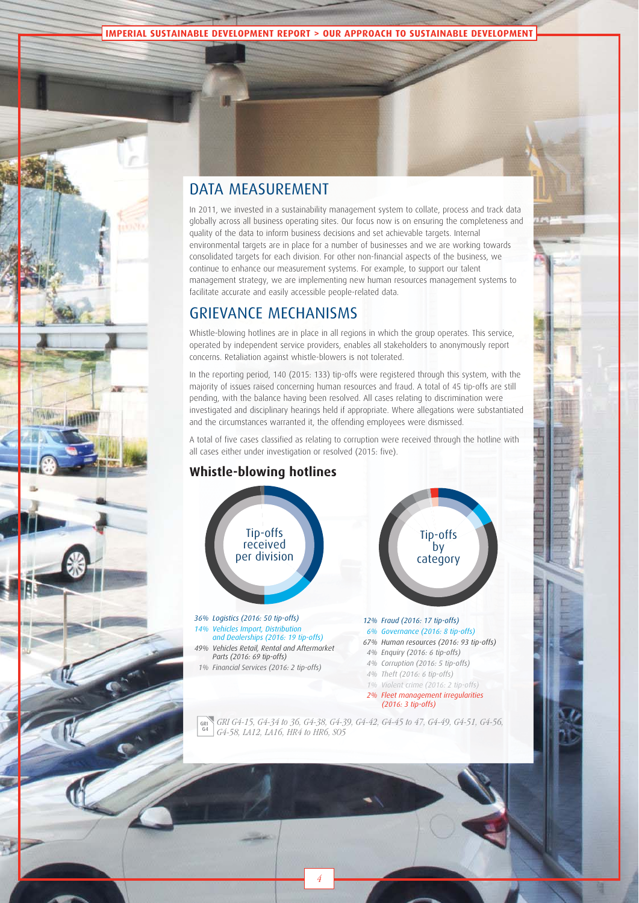## DATA MEASUREMENT

In 2011, we invested in a sustainability management system to collate, process and track data globally across all business operating sites. Our focus now is on ensuring the completeness and quality of the data to inform business decisions and set achievable targets. Internal environmental targets are in place for a number of businesses and we are working towards consolidated targets for each division. For other non-financial aspects of the business, we continue to enhance our measurement systems. For example, to support our talent management strategy, we are implementing new human resources management systems to facilitate accurate and easily accessible people-related data.

## GRIEVANCE MECHANISMS

Whistle-blowing hotlines are in place in all regions in which the group operates. This service, operated by independent service providers, enables all stakeholders to anonymously report concerns. Retaliation against whistle-blowers is not tolerated.

In the reporting period, 140 (2015: 133) tip-offs were registered through this system, with the majority of issues raised concerning human resources and fraud. A total of 45 tip-offs are still pending, with the balance having been resolved. All cases relating to discrimination were investigated and disciplinary hearings held if appropriate. Where allegations were substantiated and the circumstances warranted it, the offending employees were dismissed.

A total of five cases classified as relating to corruption were received through the hotline with all cases either under investigation or resolved (2015: five).

### Whistle-blowing hotlines

Tip-offs received per division

*36% Logistics (2016: 50 tip-offs)*
*14% Vehicles Import, Distribution and Dealerships (2016: 19 tip-offs)*
*49% Vehicles Retail, Rental and Aftermarket Parts (2016: 69 tip-offs)*
*1% Financial Services (2016: 2 tip-offs)*

Tip-offs by category

*12% Fraud (2016: 17 tip-offs)*
*6% Governance (2016: 8 tip-offs)*
*67% Human resources (2016: 93 tip-offs)*
*4% Enquiry (2016: 6 tip-offs)*
*4% Corruption (2016: 5 tip-offs)*
*4% Theft (2016: 6 tip-offs)*
*1% Violent crime (2016: 2 tip-offs)*
*2% Fleet management irregularities (2016: 3 tip-offs)*

GRI G4 *GRI G4-15, G4-34 to 36, G4-38, G4-39, G4-42, G4-45 to 47, G4-49, G4-51, G4-56, G4-58, LA12, LA16, HR4 to HR6, SO5*